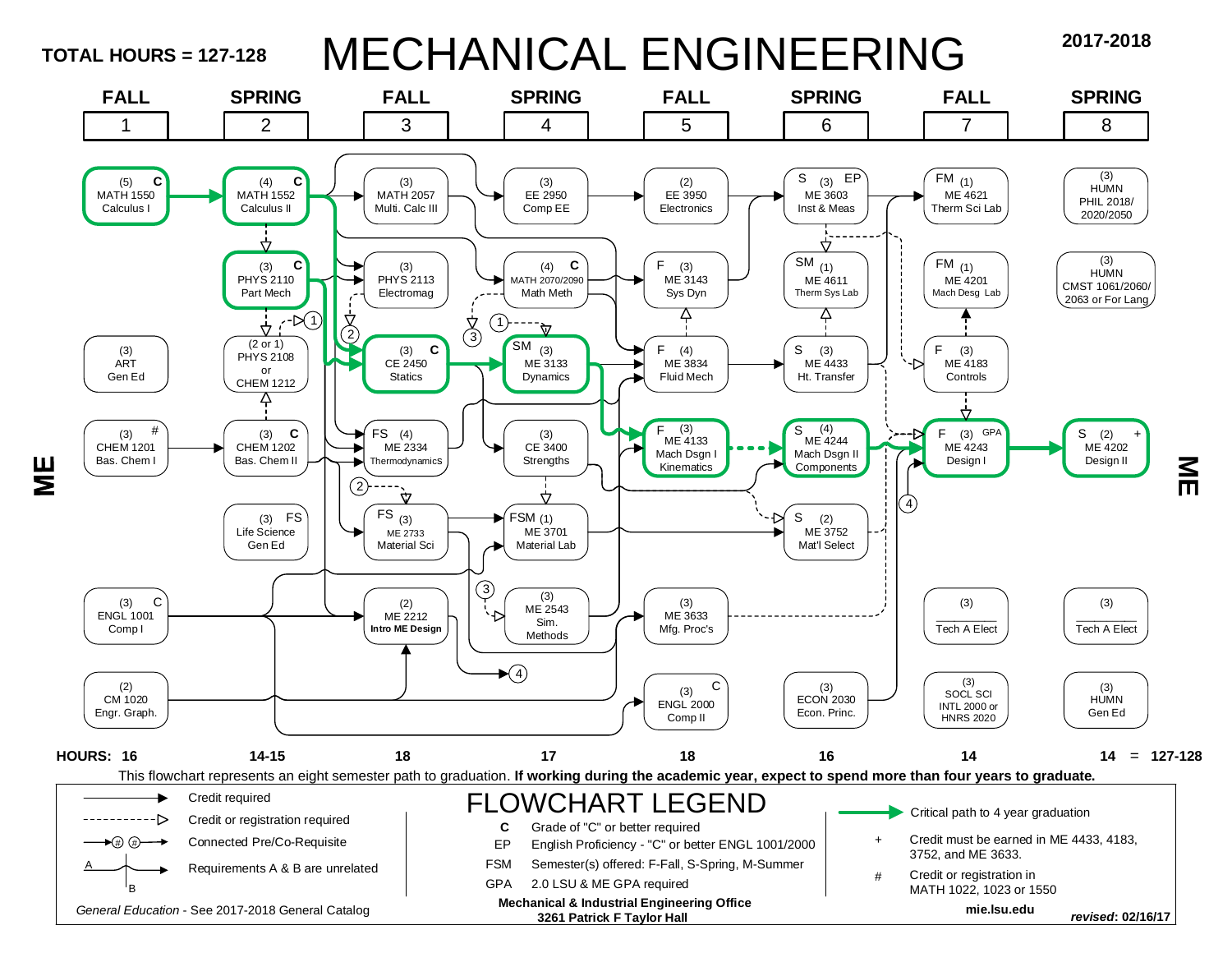**TOTAL HOURS = 127-128**

# MECHANICAL ENGINEERING

**2017-2018**

**ME**

| FALL 1 | SPRING 2 | FALL 3 | SPRING 4 | FALL 5 | SPRING 6 | FALL 7 | SPRING 8 |
|---|---|---|---|---|---|---|---|
| (5) C MATH 1550 Calculus I | (4) C MATH 1552 Calculus II | (3) MATH 2057 Multi. Calc III | (3) EE 2950 Comp EE | (2) EE 3950 Electronics | S (3) EP ME 3603 Inst & Meas | FM (1) ME 4621 Therm Sci Lab | (3) HUMN PHIL 2018/ 2020/2050 |
| | (3) C PHYS 2110 Part Mech | (3) PHYS 2113 Electromag | (4) C MATH 2070/2090 Math Meth | F (3) ME 3143 Sys Dyn | SM (1) ME 4611 Therm Sys Lab | FM (1) ME 4201 Mach Desg Lab | (3) HUMN CMST 1061/2060/ 2063 or For Lang |
| (3) ART Gen Ed | (2 or 1) PHYS 2108 or CHEM 1212 | (3) C CE 2450 Statics | SM (3) ME 3133 Dynamics | F (4) ME 3834 Fluid Mech | S (3) ME 4433 Ht. Transfer | F (3) ME 4183 Controls | |
| (3) # CHEM 1201 Bas. Chem I | (3) C CHEM 1202 Bas. Chem II | FS (4) ME 2334 Thermodynamics | (3) CE 3400 Strengths | F (3) ME 4133 Mach Dsgn I Kinematics | S (4) ME 4244 Mach Dsgn II Components | F (3) GPA ME 4243 Design I | S (2) + ME 4202 Design II |
| | (3) FS Life Science Gen Ed | FS (3) ME 2733 Material Sci | FSM (1) ME 3701 Material Lab | | S (2) ME 3752 Mat'l Select | | |
| (3) C ENGL 1001 Comp I | | (2) ME 2212 **Intro ME Design** | (3) ME 2543 Sim. Methods | (3) ME 3633 Mfg. Proc's | | (3) Tech A Elect | (3) Tech A Elect |
| (2) CM 1020 Engr. Graph. | | | | (3) C ENGL 2000 Comp II | (3) ECON 2030 Econ. Princ. | (3) SOCL SCI INTL 2000 or HNRS 2020 | (3) HUMN Gen Ed |
| **HOURS: 16** | **14-15** | **18** | **17** | **18** | **16** | **14** | **14 = 127-128** |

This flowchart represents an eight semester path to graduation. **If working during the academic year, expect to spend more than four years to graduate.**

## FLOWCHART LEGEND

- → Credit required
- - - -▷ Credit or registration required
- →(#) (#)→ Connected Pre/Co-Requisite
- A / B Requirements A & B are unrelated

*General Education* - See 2017-2018 General Catalog

- **C** Grade of "C" or better required
- **EP** English Proficiency - "C" or better ENGL 1001/2000
- **FSM** Semester(s) offered: F-Fall, S-Spring, M-Summer
- **GPA** 2.0 LSU & ME GPA required

**Mechanical & Industrial Engineering Office**
**3261 Patrick F Taylor Hall**

- Critical path to 4 year graduation
- \+ Credit must be earned in ME 4433, 4183, 3752, and ME 3633.
- \# Credit or registration in MATH 1022, 1023 or 1550

**mie.lsu.edu**

***revised*: 02/16/17**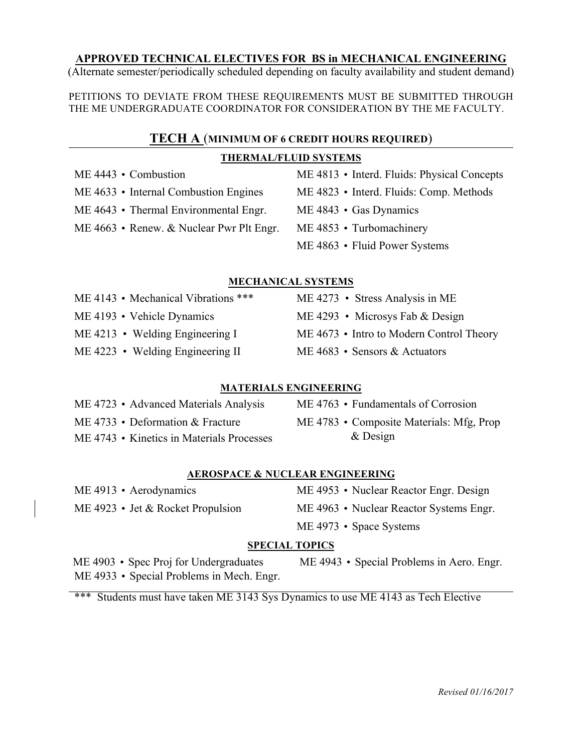## APPROVED TECHNICAL ELECTIVES FOR BS in MECHANICAL ENGINEERING

(Alternate semester/periodically scheduled depending on faculty availability and student demand)

PETITIONS TO DEVIATE FROM THESE REQUIREMENTS MUST BE SUBMITTED THROUGH THE ME UNDERGRADUATE COORDINATOR FOR CONSIDERATION BY THE ME FACULTY.

# TECH A (MINIMUM OF 6 CREDIT HOURS REQUIRED)

### THERMAL/FLUID SYSTEMS

- ME 4443 • Combustion
- ME 4633 • Internal Combustion Engines
- ME 4643 • Thermal Environmental Engr.
- ME 4663 • Renew. & Nuclear Pwr Plt Engr.
- ME 4813 • Interd. Fluids: Physical Concepts
- ME 4823 • Interd. Fluids: Comp. Methods
- ME 4843 • Gas Dynamics
- ME 4853 • Turbomachinery
- ME 4863 • Fluid Power Systems

### MECHANICAL SYSTEMS

- ME 4143 • Mechanical Vibrations ***
- ME 4193 • Vehicle Dynamics
- ME 4213 • Welding Engineering I
- ME 4223 • Welding Engineering II
- ME 4273 • Stress Analysis in ME
- ME 4293 • Microsys Fab & Design
- ME 4673 • Intro to Modern Control Theory
- ME 4683 • Sensors & Actuators

### MATERIALS ENGINEERING

- ME 4723 • Advanced Materials Analysis
- ME 4733 • Deformation & Fracture
- ME 4743 • Kinetics in Materials Processes
- ME 4763 • Fundamentals of Corrosion
- ME 4783 • Composite Materials: Mfg, Prop & Design

### AEROSPACE & NUCLEAR ENGINEERING

- ME 4913 • Aerodynamics
- ME 4923 • Jet & Rocket Propulsion
- ME 4953 • Nuclear Reactor Engr. Design
- ME 4963 • Nuclear Reactor Systems Engr.
- ME 4973 • Space Systems

### SPECIAL TOPICS

- ME 4903 • Spec Proj for Undergraduates
- ME 4933 • Special Problems in Mech. Engr.
- ME 4943 • Special Problems in Aero. Engr.

*** Students must have taken ME 3143 Sys Dynamics to use ME 4143 as Tech Elective

*Revised 01/16/2017*